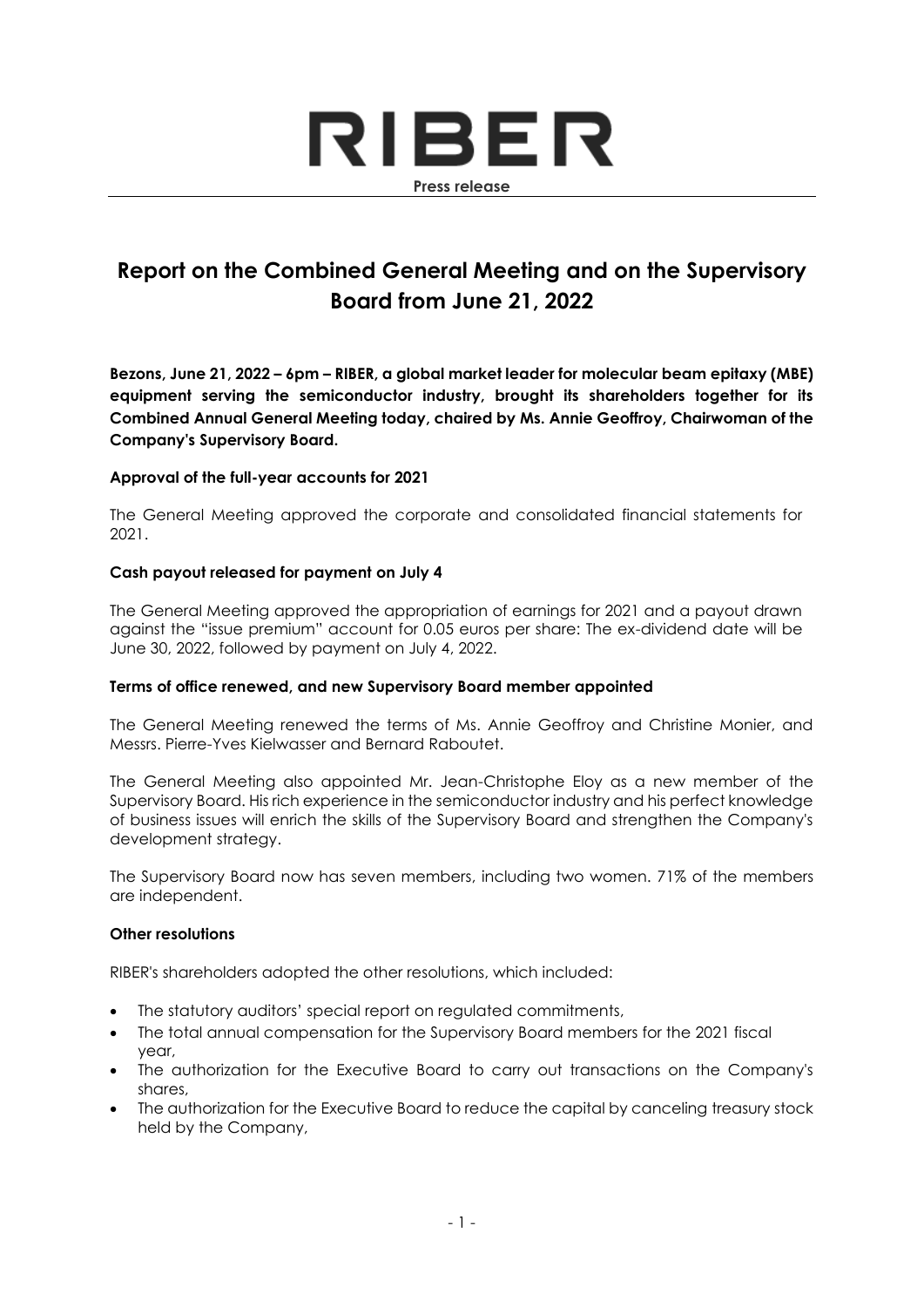# RIBER

**Press release**

## Report on the Combined General Meeting and on the Supervisory Board from June 21, 2022

**Bezons, June 21, 2022 – 6pm – RIBER, a global market leader for molecular beam epitaxy (MBE) equipment serving the semiconductor industry, brought its shareholders together for its Combined Annual General Meeting today, chaired by Ms. Annie Geoffroy, Chairwoman of the Company's Supervisory Board.**

### Approval of the full-year accounts for 2021

The General Meeting approved the corporate and consolidated financial statements for 2021.

### Cash payout released for payment on July 4

The General Meeting approved the appropriation of earnings for 2021 and a payout drawn against the "issue premium" account for 0.05 euros per share: The ex-dividend date will be June 30, 2022, followed by payment on July 4, 2022.

### Terms of office renewed, and new Supervisory Board member appointed

The General Meeting renewed the terms of Ms. Annie Geoffroy and Christine Monier, and Messrs. Pierre-Yves Kielwasser and Bernard Raboutet.

The General Meeting also appointed Mr. Jean-Christophe Eloy as a new member of the Supervisory Board. His rich experience in the semiconductor industry and his perfect knowledge of business issues will enrich the skills of the Supervisory Board and strengthen the Company's development strategy.

The Supervisory Board now has seven members, including two women. 71% of the members are independent.

### Other resolutions

RIBER's shareholders adopted the other resolutions, which included:

- The statutory auditors' special report on regulated commitments,
- The total annual compensation for the Supervisory Board members for the 2021 fiscal year,
- The authorization for the Executive Board to carry out transactions on the Company's shares,
- The authorization for the Executive Board to reduce the capital by canceling treasury stock held by the Company,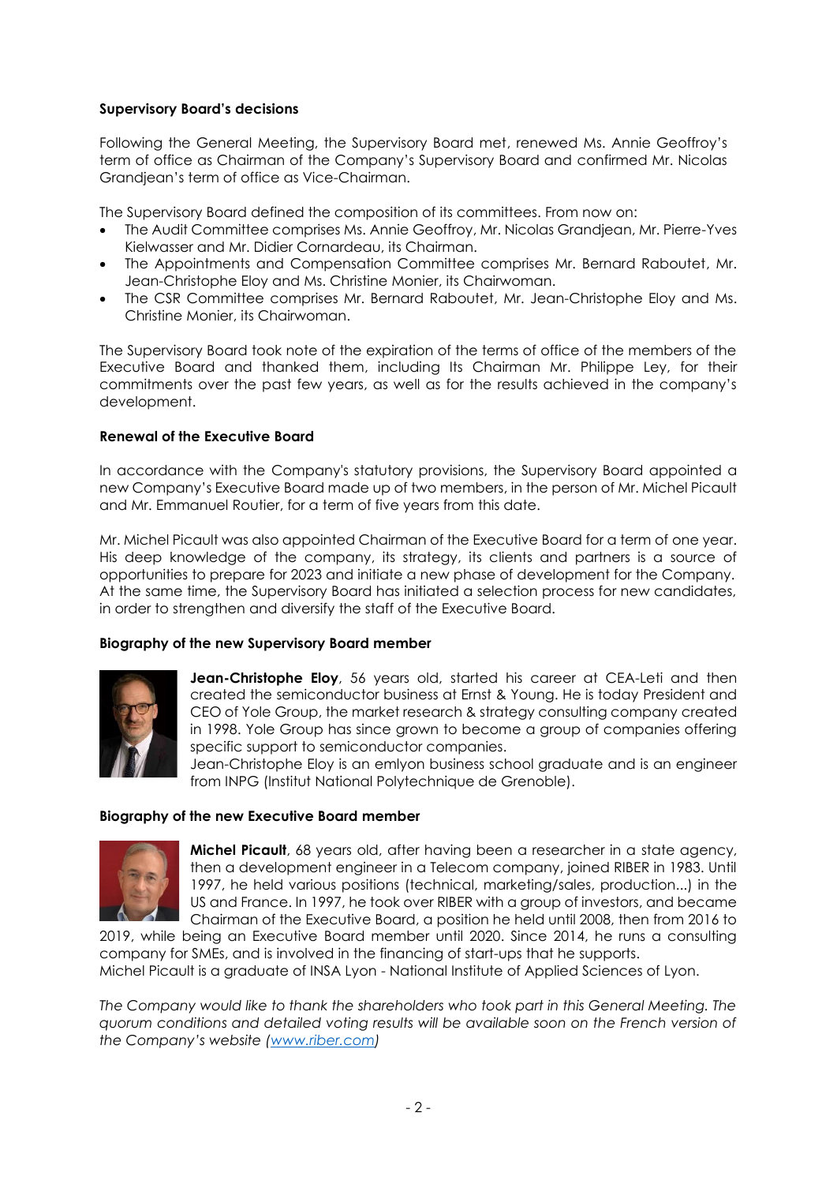**Supervisory Board's decisions**

Following the General Meeting, the Supervisory Board met, renewed Ms. Annie Geoffroy's term of office as Chairman of the Company's Supervisory Board and confirmed Mr. Nicolas Grandjean's term of office as Vice-Chairman.

The Supervisory Board defined the composition of its committees. From now on:

- The Audit Committee comprises Ms. Annie Geoffroy, Mr. Nicolas Grandjean, Mr. Pierre-Yves Kielwasser and Mr. Didier Cornardeau, its Chairman.
- The Appointments and Compensation Committee comprises Mr. Bernard Raboutet, Mr. Jean-Christophe Eloy and Ms. Christine Monier, its Chairwoman.
- The CSR Committee comprises Mr. Bernard Raboutet, Mr. Jean-Christophe Eloy and Ms. Christine Monier, its Chairwoman.

The Supervisory Board took note of the expiration of the terms of office of the members of the Executive Board and thanked them, including Its Chairman Mr. Philippe Ley, for their commitments over the past few years, as well as for the results achieved in the company's development.

**Renewal of the Executive Board**

In accordance with the Company's statutory provisions, the Supervisory Board appointed a new Company's Executive Board made up of two members, in the person of Mr. Michel Picault and Mr. Emmanuel Routier, for a term of five years from this date.

Mr. Michel Picault was also appointed Chairman of the Executive Board for a term of one year. His deep knowledge of the company, its strategy, its clients and partners is a source of opportunities to prepare for 2023 and initiate a new phase of development for the Company. At the same time, the Supervisory Board has initiated a selection process for new candidates, in order to strengthen and diversify the staff of the Executive Board.

**Biography of the new Supervisory Board member**

**Jean-Christophe Eloy**, 56 years old, started his career at CEA-Leti and then created the semiconductor business at Ernst & Young. He is today President and CEO of Yole Group, the market research & strategy consulting company created in 1998. Yole Group has since grown to become a group of companies offering specific support to semiconductor companies.
Jean-Christophe Eloy is an emlyon business school graduate and is an engineer from INPG (Institut National Polytechnique de Grenoble).

**Biography of the new Executive Board member**

**Michel Picault**, 68 years old, after having been a researcher in a state agency, then a development engineer in a Telecom company, joined RIBER in 1983. Until 1997, he held various positions (technical, marketing/sales, production...) in the US and France. In 1997, he took over RIBER with a group of investors, and became Chairman of the Executive Board, a position he held until 2008, then from 2016 to 2019, while being an Executive Board member until 2020. Since 2014, he runs a consulting company for SMEs, and is involved in the financing of start-ups that he supports.
Michel Picault is a graduate of INSA Lyon - National Institute of Applied Sciences of Lyon.

*The Company would like to thank the shareholders who took part in this General Meeting. The quorum conditions and detailed voting results will be available soon on the French version of the Company's website (www.riber.com)*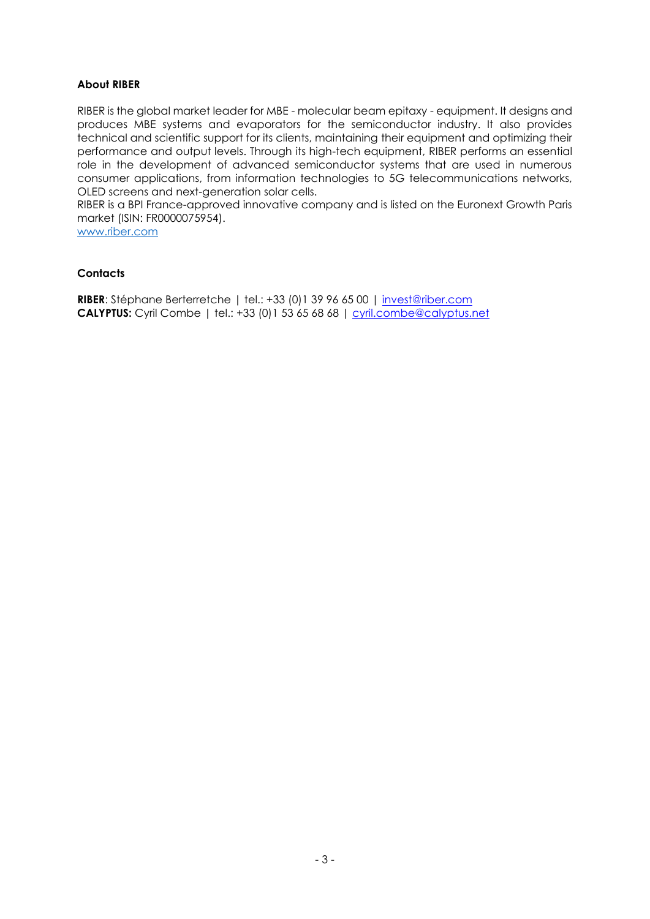**About RIBER**

RIBER is the global market leader for MBE - molecular beam epitaxy - equipment. It designs and produces MBE systems and evaporators for the semiconductor industry. It also provides technical and scientific support for its clients, maintaining their equipment and optimizing their performance and output levels. Through its high-tech equipment, RIBER performs an essential role in the development of advanced semiconductor systems that are used in numerous consumer applications, from information technologies to 5G telecommunications networks, OLED screens and next-generation solar cells.
RIBER is a BPI France-approved innovative company and is listed on the Euronext Growth Paris market (ISIN: FR0000075954).
[www.riber.com](http://www.riber.com)

**Contacts**

**RIBER**: Stéphane Berterretche | tel.: +33 (0)1 39 96 65 00 | [invest@riber.com](mailto:invest@riber.com)
**CALYPTUS:** Cyril Combe | tel.: +33 (0)1 53 65 68 68 | [cyril.combe@calyptus.net](mailto:cyril.combe@calyptus.net)